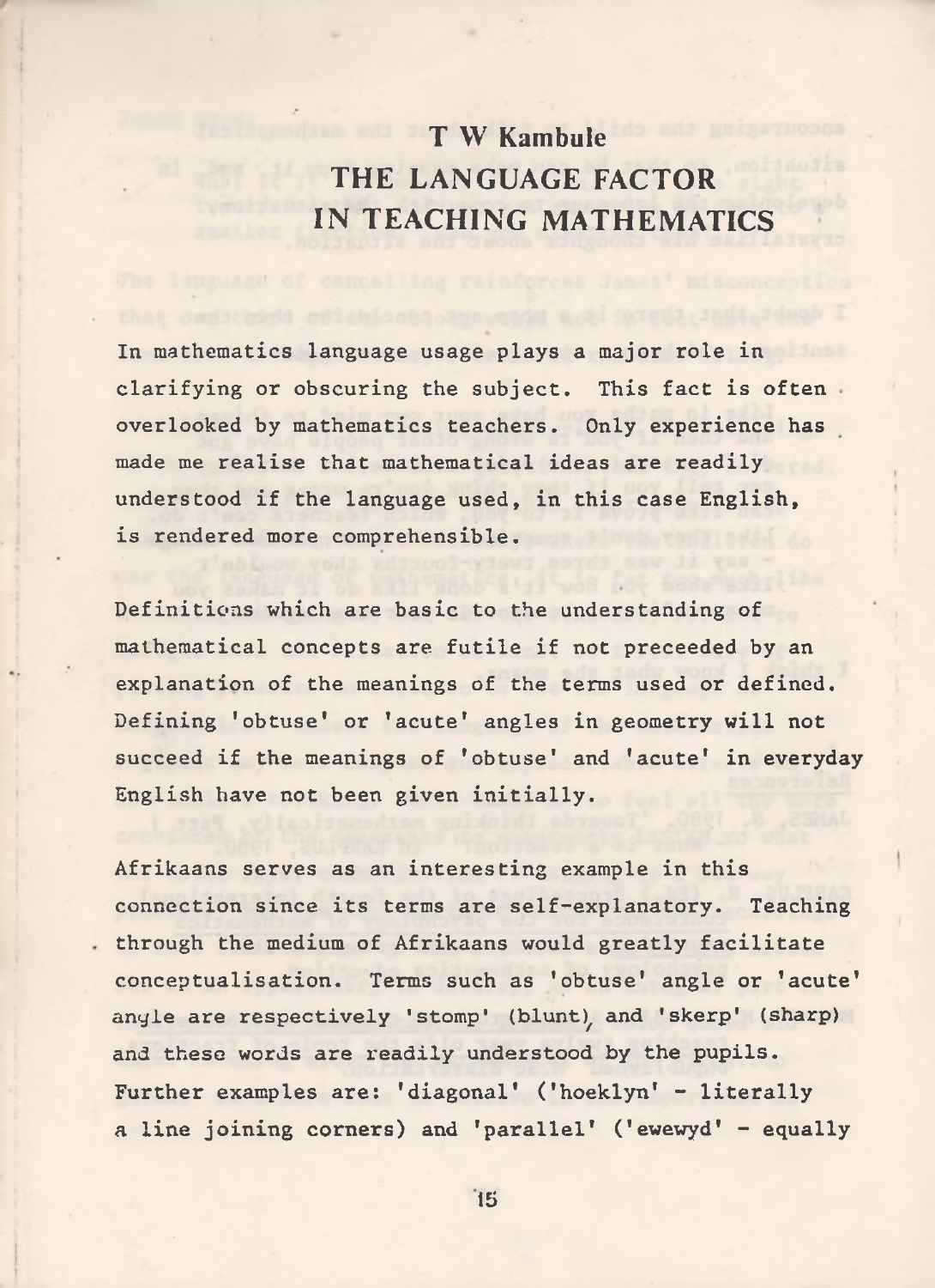T W Kambule

# THE LANGUAGE FACTOR IN TEACHING MATHEMATICS

In mathematics language usage plays a major role in clarifying or obscuring the subject. This fact is often overlooked by mathematics teachers. Only experience has made me realise that mathematical ideas are readily understood if the language used, in this case English, is rendered more comprehensible.

Definitions which are basic to the understanding of mathematical concepts are futile if not preceeded by an explanation of the meanings of the terms used or defined. Defining 'obtuse' or 'acute' angles in geometry will not succeed if the meanings of 'obtuse' and 'acute' in everyday English have not been given initially.

Afrikaans serves as an interesting example in this connection since its terms are self-explanatory. Teaching through the medium of Afrikaans would greatly facilitate conceptualisation. Terms such as 'obtuse' angle or 'acute' angle are respectively 'stomp' (blunt), and 'skerp' (sharp) and these words are readily understood by the pupils. Further examples are: 'diagonal' ('hoeklyn' - literally a line joining corners) and 'parallel' ('ewewyd' - equally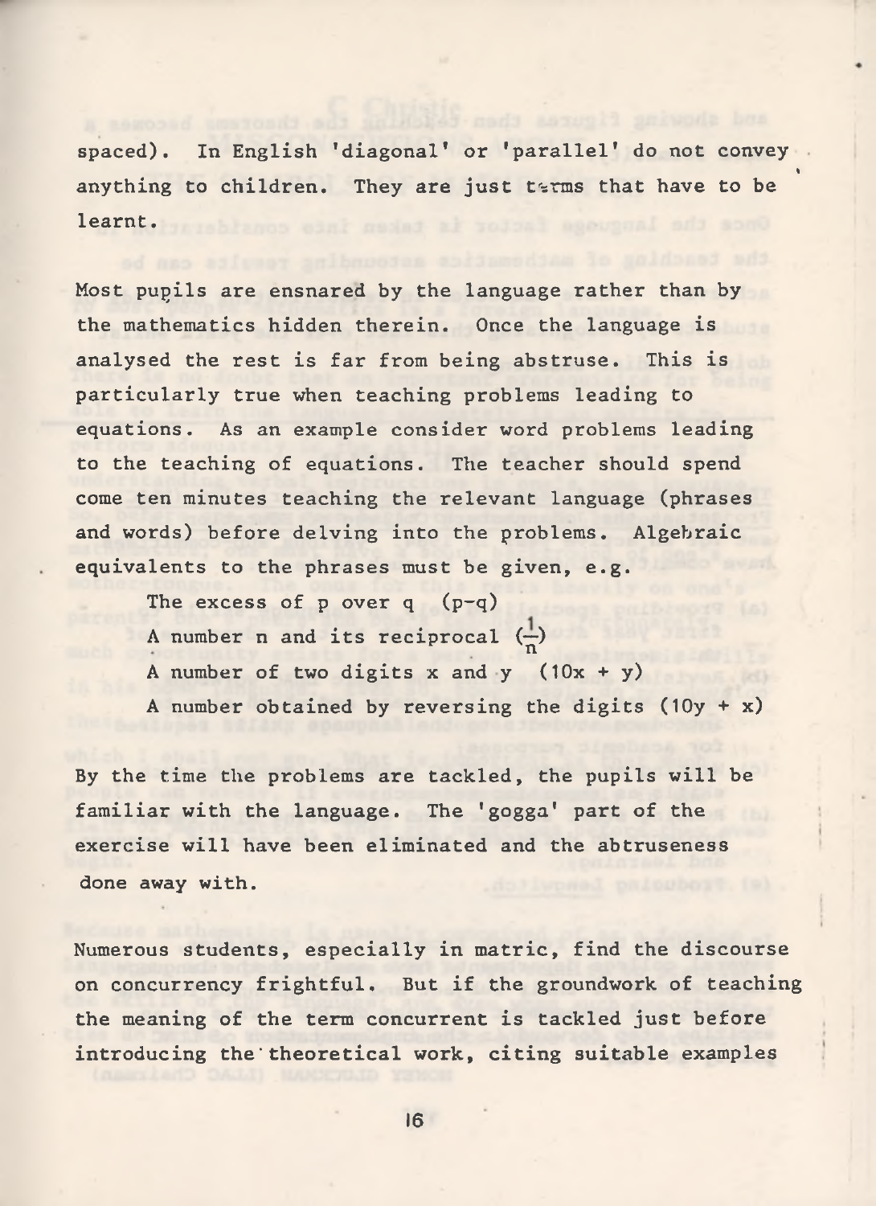spaced). In English 'diagonal' or 'parallel' do not convey anything to children. They are just terms that have to be learnt.

Most pupils are ensnared by the language rather than by the mathematics hidden therein. Once the language is analysed the rest is far from being abstruse. This is particularly true when teaching problems leading to equations. As an example consider word problems leading to the teaching of equations. The teacher should spend come ten minutes teaching the relevant language (phrases and words) before delving into the problems. Algebraic equivalents to the phrases must be given, e.g.

The excess of p over q $(p-q)$
A number n and its reciprocal $(\frac{1}{n})$
A number of two digits x and y $(10x + y)$
A number obtained by reversing the digits $(10y + x)$

By the time the problems are tackled, the pupils will be familiar with the language. The 'gogga' part of the exercise will have been eliminated and the abstruseness done away with.

Numerous students, especially in matric, find the discourse on concurrency frightful. But if the groundwork of teaching the meaning of the term concurrent is tackled just before introducing the theoretical work, citing suitable examples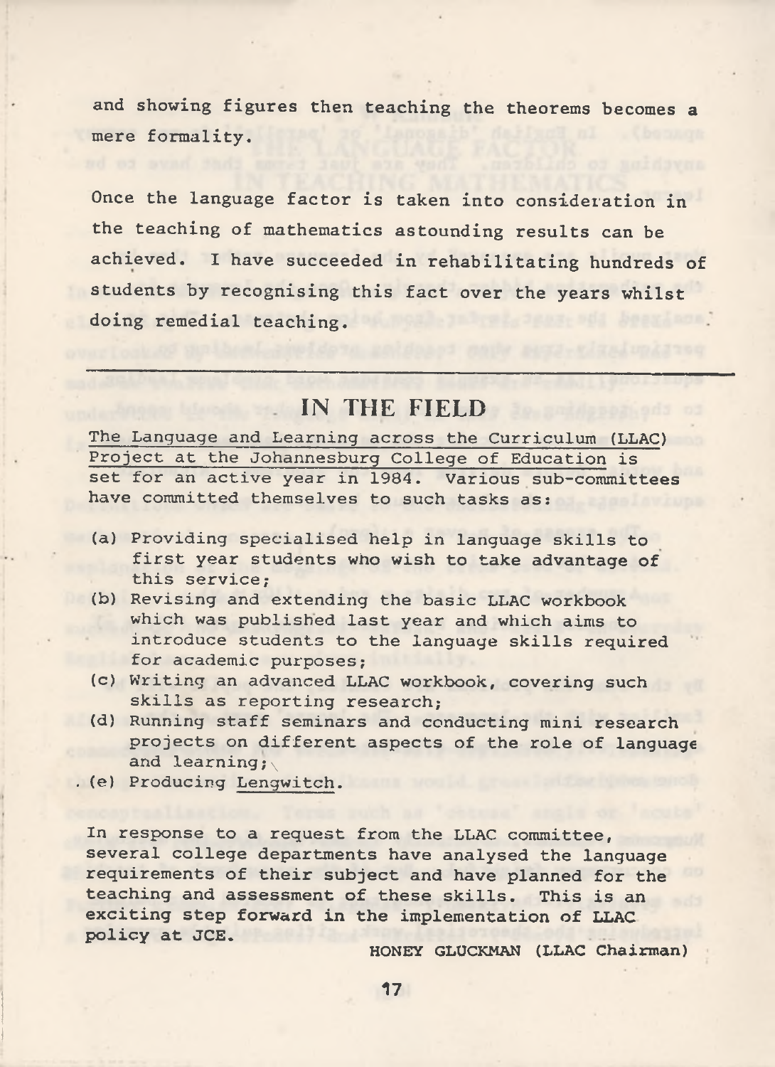and showing figures then teaching the theorems becomes a mere formality.

Once the language factor is taken into consideration in the teaching of mathematics astounding results can be achieved. I have succeeded in rehabilitating hundreds of students by recognising this fact over the years whilst doing remedial teaching.

---

## IN THE FIELD

The Language and Learning across the Curriculum (LLAC) Project at the Johannesburg College of Education is set for an active year in 1984. Various sub-committees have committed themselves to such tasks as:

(a) Providing specialised help in language skills to first year students who wish to take advantage of this service;

(b) Revising and extending the basic LLAC workbook which was published last year and which aims to introduce students to the language skills required for academic purposes;

(c) Writing an advanced LLAC workbook, covering such skills as reporting research;

(d) Running staff seminars and conducting mini research projects on different aspects of the role of language and learning;

(e) Producing Lengwitch.

In response to a request from the LLAC committee, several college departments have analysed the language requirements of their subject and have planned for the teaching and assessment of these skills. This is an exciting step forward in the implementation of LLAC policy at JCE.

HONEY GLUCKMAN (LLAC Chairman)